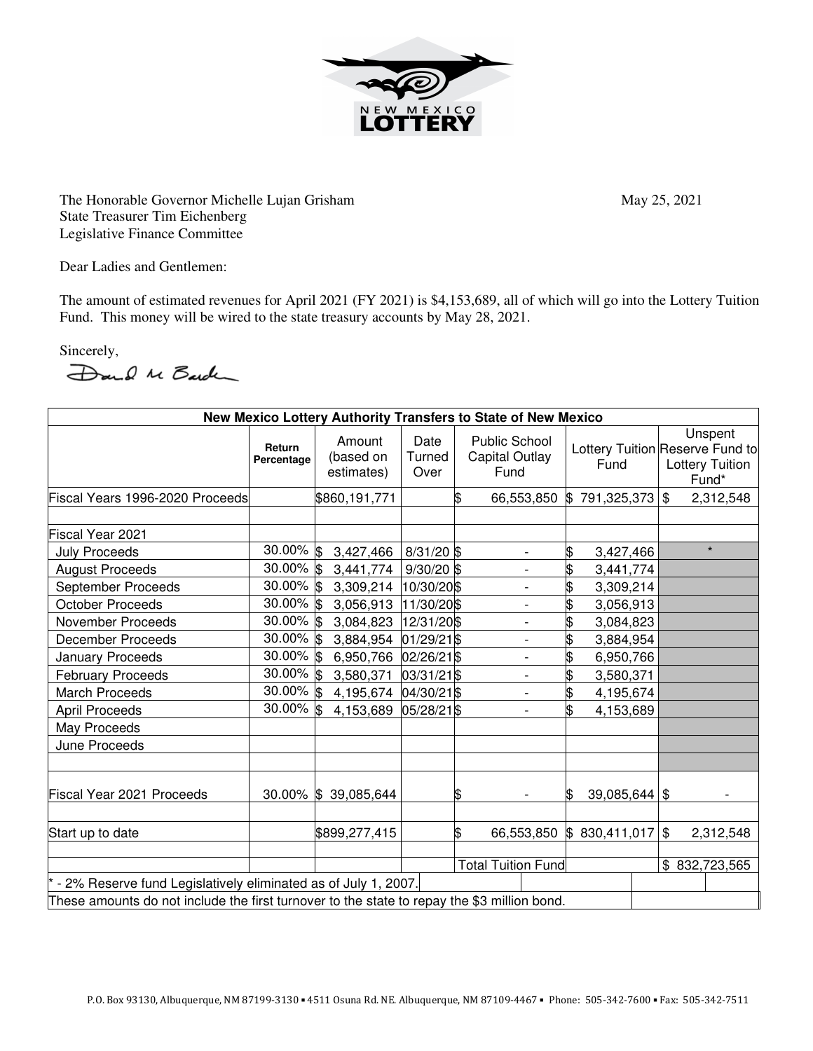NEW MEXICO LOTTERY

The Honorable Governor Michelle Lujan Grisham
State Treasurer Tim Eichenberg
Legislative Finance Committee

May 25, 2021

Dear Ladies and Gentlemen:

The amount of estimated revenues for April 2021 (FY 2021) is $4,153,689, all of which will go into the Lottery Tuition Fund. This money will be wired to the state treasury accounts by May 28, 2021.

Sincerely,

**New Mexico Lottery Authority Transfers to State of New Mexico**

| | Return Percentage | Amount (based on estimates) | Date Turned Over | Public School Capital Outlay Fund | Lottery Tuition Fund | Unspent Reserve Fund to Lottery Tuition Fund* |
|---|---|---|---|---|---|---|
| Fiscal Years 1996-2020 Proceeds | | $860,191,771 | | $ 66,553,850 | $ 791,325,373 | $ 2,312,548 |
| | | | | | | |
| Fiscal Year 2021 | | | | | | |
| July Proceeds | 30.00% | $ 3,427,466 | 8/31/20 | $ - | $ 3,427,466 | * |
| August Proceeds | 30.00% | $ 3,441,774 | 9/30/20 | $ - | $ 3,441,774 | |
| September Proceeds | 30.00% | $ 3,309,214 | 10/30/20 | $ - | $ 3,309,214 | |
| October Proceeds | 30.00% | $ 3,056,913 | 11/30/20 | $ - | $ 3,056,913 | |
| November Proceeds | 30.00% | $ 3,084,823 | 12/31/20 | $ - | $ 3,084,823 | |
| December Proceeds | 30.00% | $ 3,884,954 | 01/29/21 | $ - | $ 3,884,954 | |
| January Proceeds | 30.00% | $ 6,950,766 | 02/26/21 | $ - | $ 6,950,766 | |
| February Proceeds | 30.00% | $ 3,580,371 | 03/31/21 | $ - | $ 3,580,371 | |
| March Proceeds | 30.00% | $ 4,195,674 | 04/30/21 | $ - | $ 4,195,674 | |
| April Proceeds | 30.00% | $ 4,153,689 | 05/28/21 | $ - | $ 4,153,689 | |
| May Proceeds | | | | | | |
| June Proceeds | | | | | | |
| | | | | | | |
| Fiscal Year 2021 Proceeds | 30.00% | $ 39,085,644 | | $ - | $ 39,085,644 | $ - |
| | | | | | | |
| Start up to date | | $899,277,415 | | $ 66,553,850 | $ 830,411,017 | $ 2,312,548 |
| | | | | | | |
| | | | | Total Tuition Fund | | $ 832,723,565 |

\* - 2% Reserve fund Legislatively eliminated as of July 1, 2007.

These amounts do not include the first turnover to the state to repay the $3 million bond.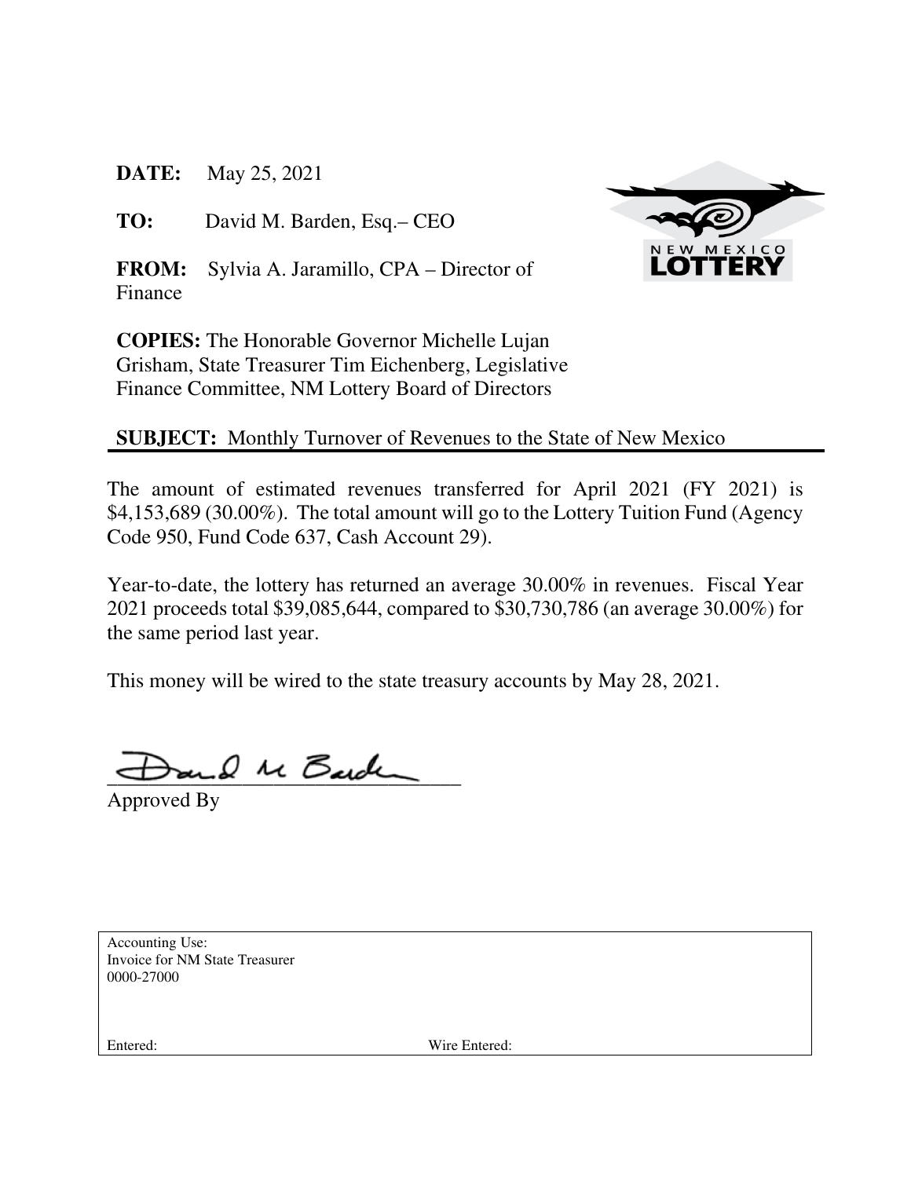**DATE:** May 25, 2021

**TO:** David M. Barden, Esq.– CEO

**FROM:** Sylvia A. Jaramillo, CPA – Director of Finance

**COPIES:** The Honorable Governor Michelle Lujan Grisham, State Treasurer Tim Eichenberg, Legislative Finance Committee, NM Lottery Board of Directors

**SUBJECT:** Monthly Turnover of Revenues to the State of New Mexico

---

The amount of estimated revenues transferred for April 2021 (FY 2021) is $4,153,689 (30.00%). The total amount will go to the Lottery Tuition Fund (Agency Code 950, Fund Code 637, Cash Account 29).

Year-to-date, the lottery has returned an average 30.00% in revenues. Fiscal Year 2021 proceeds total $39,085,644, compared to $30,730,786 (an average 30.00%) for the same period last year.

This money will be wired to the state treasury accounts by May 28, 2021.

David M Barden
______________________________
Approved By

Accounting Use:
Invoice for NM State Treasurer
0000-27000

Entered: Wire Entered: